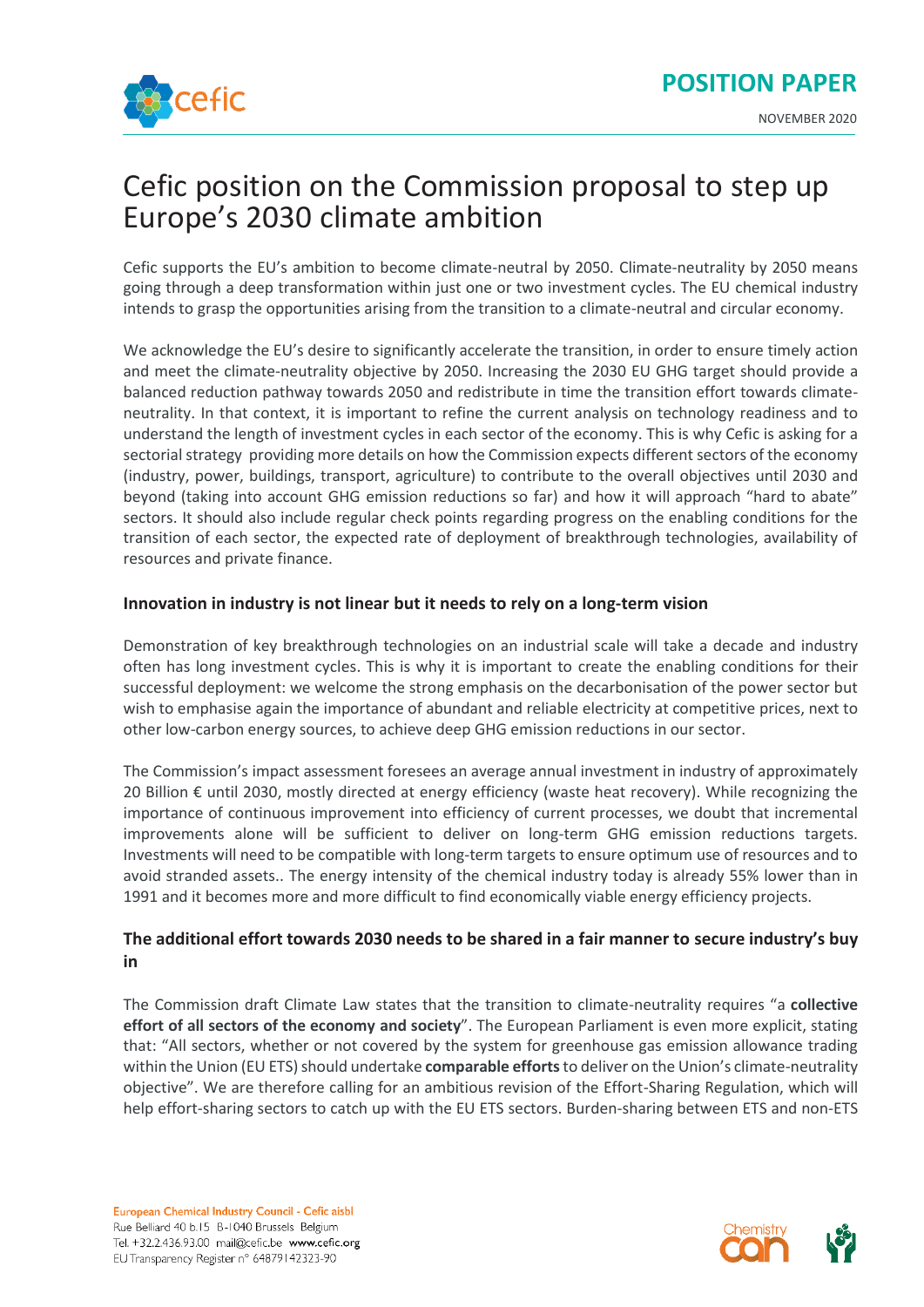POSITION PAPER

NOVEMBER 2020

# Cefic position on the Commission proposal to step up Europe's 2030 climate ambition

Cefic supports the EU's ambition to become climate-neutral by 2050. Climate-neutrality by 2050 means going through a deep transformation within just one or two investment cycles. The EU chemical industry intends to grasp the opportunities arising from the transition to a climate-neutral and circular economy.

We acknowledge the EU's desire to significantly accelerate the transition, in order to ensure timely action and meet the climate-neutrality objective by 2050. Increasing the 2030 EU GHG target should provide a balanced reduction pathway towards 2050 and redistribute in time the transition effort towards climate-neutrality. In that context, it is important to refine the current analysis on technology readiness and to understand the length of investment cycles in each sector of the economy. This is why Cefic is asking for a sectorial strategy providing more details on how the Commission expects different sectors of the economy (industry, power, buildings, transport, agriculture) to contribute to the overall objectives until 2030 and beyond (taking into account GHG emission reductions so far) and how it will approach "hard to abate" sectors. It should also include regular check points regarding progress on the enabling conditions for the transition of each sector, the expected rate of deployment of breakthrough technologies, availability of resources and private finance.

### Innovation in industry is not linear but it needs to rely on a long-term vision

Demonstration of key breakthrough technologies on an industrial scale will take a decade and industry often has long investment cycles. This is why it is important to create the enabling conditions for their successful deployment: we welcome the strong emphasis on the decarbonisation of the power sector but wish to emphasise again the importance of abundant and reliable electricity at competitive prices, next to other low-carbon energy sources, to achieve deep GHG emission reductions in our sector.

The Commission's impact assessment foresees an average annual investment in industry of approximately 20 Billion € until 2030, mostly directed at energy efficiency (waste heat recovery). While recognizing the importance of continuous improvement into efficiency of current processes, we doubt that incremental improvements alone will be sufficient to deliver on long-term GHG emission reductions targets. Investments will need to be compatible with long-term targets to ensure optimum use of resources and to avoid stranded assets.. The energy intensity of the chemical industry today is already 55% lower than in 1991 and it becomes more and more difficult to find economically viable energy efficiency projects.

### The additional effort towards 2030 needs to be shared in a fair manner to secure industry's buy in

The Commission draft Climate Law states that the transition to climate-neutrality requires "a **collective effort of all sectors of the economy and society**". The European Parliament is even more explicit, stating that: "All sectors, whether or not covered by the system for greenhouse gas emission allowance trading within the Union (EU ETS) should undertake **comparable efforts** to deliver on the Union's climate-neutrality objective". We are therefore calling for an ambitious revision of the Effort-Sharing Regulation, which will help effort-sharing sectors to catch up with the EU ETS sectors. Burden-sharing between ETS and non-ETS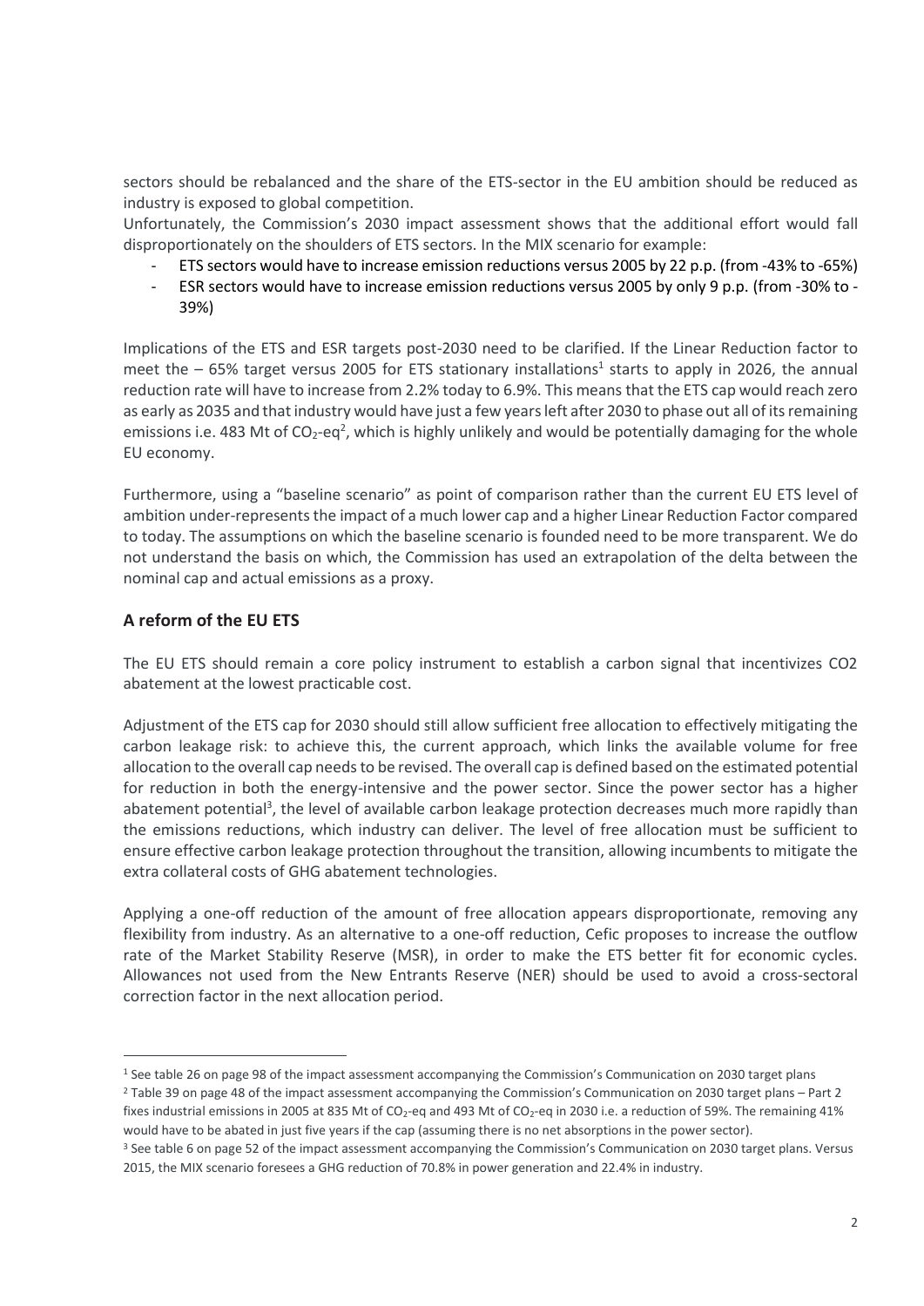sectors should be rebalanced and the share of the ETS-sector in the EU ambition should be reduced as industry is exposed to global competition.
Unfortunately, the Commission's 2030 impact assessment shows that the additional effort would fall disproportionately on the shoulders of ETS sectors. In the MIX scenario for example:

- ETS sectors would have to increase emission reductions versus 2005 by 22 p.p. (from -43% to -65%)
- ESR sectors would have to increase emission reductions versus 2005 by only 9 p.p. (from -30% to -39%)

Implications of the ETS and ESR targets post-2030 need to be clarified. If the Linear Reduction factor to meet the – 65% target versus 2005 for ETS stationary installations[1] starts to apply in 2026, the annual reduction rate will have to increase from 2.2% today to 6.9%. This means that the ETS cap would reach zero as early as 2035 and that industry would have just a few years left after 2030 to phase out all of its remaining emissions i.e. 483 Mt of $CO_2$-eq[2], which is highly unlikely and would be potentially damaging for the whole EU economy.

Furthermore, using a "baseline scenario" as point of comparison rather than the current EU ETS level of ambition under-represents the impact of a much lower cap and a higher Linear Reduction Factor compared to today. The assumptions on which the baseline scenario is founded need to be more transparent. We do not understand the basis on which, the Commission has used an extrapolation of the delta between the nominal cap and actual emissions as a proxy.

## A reform of the EU ETS

The EU ETS should remain a core policy instrument to establish a carbon signal that incentivizes CO2 abatement at the lowest practicable cost.

Adjustment of the ETS cap for 2030 should still allow sufficient free allocation to effectively mitigating the carbon leakage risk: to achieve this, the current approach, which links the available volume for free allocation to the overall cap needs to be revised. The overall cap is defined based on the estimated potential for reduction in both the energy-intensive and the power sector. Since the power sector has a higher abatement potential[3], the level of available carbon leakage protection decreases much more rapidly than the emissions reductions, which industry can deliver. The level of free allocation must be sufficient to ensure effective carbon leakage protection throughout the transition, allowing incumbents to mitigate the extra collateral costs of GHG abatement technologies.

Applying a one-off reduction of the amount of free allocation appears disproportionate, removing any flexibility from industry. As an alternative to a one-off reduction, Cefic proposes to increase the outflow rate of the Market Stability Reserve (MSR), in order to make the ETS better fit for economic cycles. Allowances not used from the New Entrants Reserve (NER) should be used to avoid a cross-sectoral correction factor in the next allocation period.

---

[1] See table 26 on page 98 of the impact assessment accompanying the Commission's Communication on 2030 target plans

[2] Table 39 on page 48 of the impact assessment accompanying the Commission's Communication on 2030 target plans – Part 2 fixes industrial emissions in 2005 at 835 Mt of $CO_2$-eq and 493 Mt of $CO_2$-eq in 2030 i.e. a reduction of 59%. The remaining 41% would have to be abated in just five years if the cap (assuming there is no net absorptions in the power sector).

[3] See table 6 on page 52 of the impact assessment accompanying the Commission's Communication on 2030 target plans. Versus 2015, the MIX scenario foresees a GHG reduction of 70.8% in power generation and 22.4% in industry.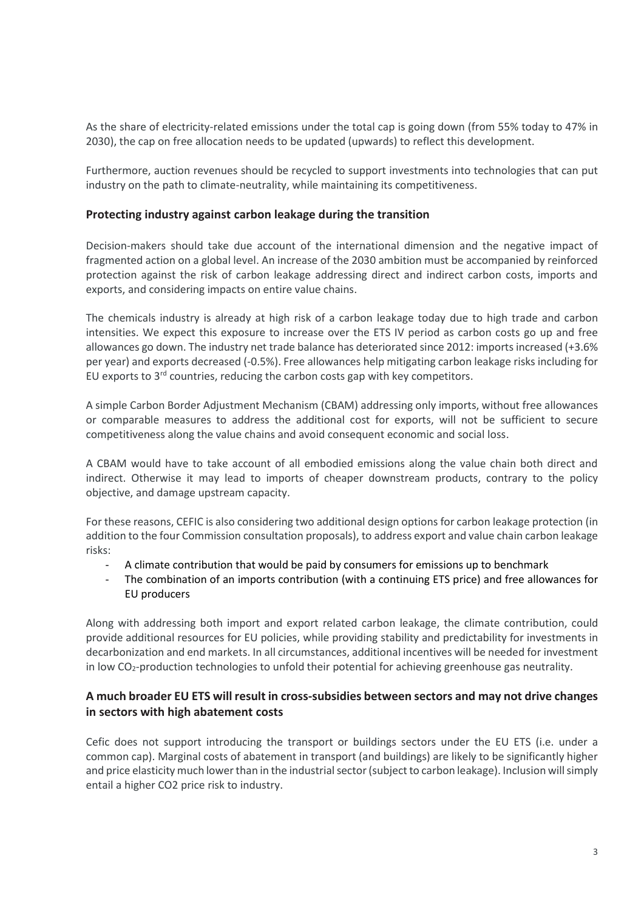As the share of electricity-related emissions under the total cap is going down (from 55% today to 47% in 2030), the cap on free allocation needs to be updated (upwards) to reflect this development.

Furthermore, auction revenues should be recycled to support investments into technologies that can put industry on the path to climate-neutrality, while maintaining its competitiveness.

### Protecting industry against carbon leakage during the transition

Decision-makers should take due account of the international dimension and the negative impact of fragmented action on a global level. An increase of the 2030 ambition must be accompanied by reinforced protection against the risk of carbon leakage addressing direct and indirect carbon costs, imports and exports, and considering impacts on entire value chains.

The chemicals industry is already at high risk of a carbon leakage today due to high trade and carbon intensities. We expect this exposure to increase over the ETS IV period as carbon costs go up and free allowances go down. The industry net trade balance has deteriorated since 2012: imports increased (+3.6% per year) and exports decreased (-0.5%). Free allowances help mitigating carbon leakage risks including for EU exports to 3rd countries, reducing the carbon costs gap with key competitors.

A simple Carbon Border Adjustment Mechanism (CBAM) addressing only imports, without free allowances or comparable measures to address the additional cost for exports, will not be sufficient to secure competitiveness along the value chains and avoid consequent economic and social loss.

A CBAM would have to take account of all embodied emissions along the value chain both direct and indirect. Otherwise it may lead to imports of cheaper downstream products, contrary to the policy objective, and damage upstream capacity.

For these reasons, CEFIC is also considering two additional design options for carbon leakage protection (in addition to the four Commission consultation proposals), to address export and value chain carbon leakage risks:

- A climate contribution that would be paid by consumers for emissions up to benchmark
- The combination of an imports contribution (with a continuing ETS price) and free allowances for EU producers

Along with addressing both import and export related carbon leakage, the climate contribution, could provide additional resources for EU policies, while providing stability and predictability for investments in decarbonization and end markets. In all circumstances, additional incentives will be needed for investment in low $CO_2$-production technologies to unfold their potential for achieving greenhouse gas neutrality.

### A much broader EU ETS will result in cross-subsidies between sectors and may not drive changes in sectors with high abatement costs

Cefic does not support introducing the transport or buildings sectors under the EU ETS (i.e. under a common cap). Marginal costs of abatement in transport (and buildings) are likely to be significantly higher and price elasticity much lower than in the industrial sector (subject to carbon leakage). Inclusion will simply entail a higher CO2 price risk to industry.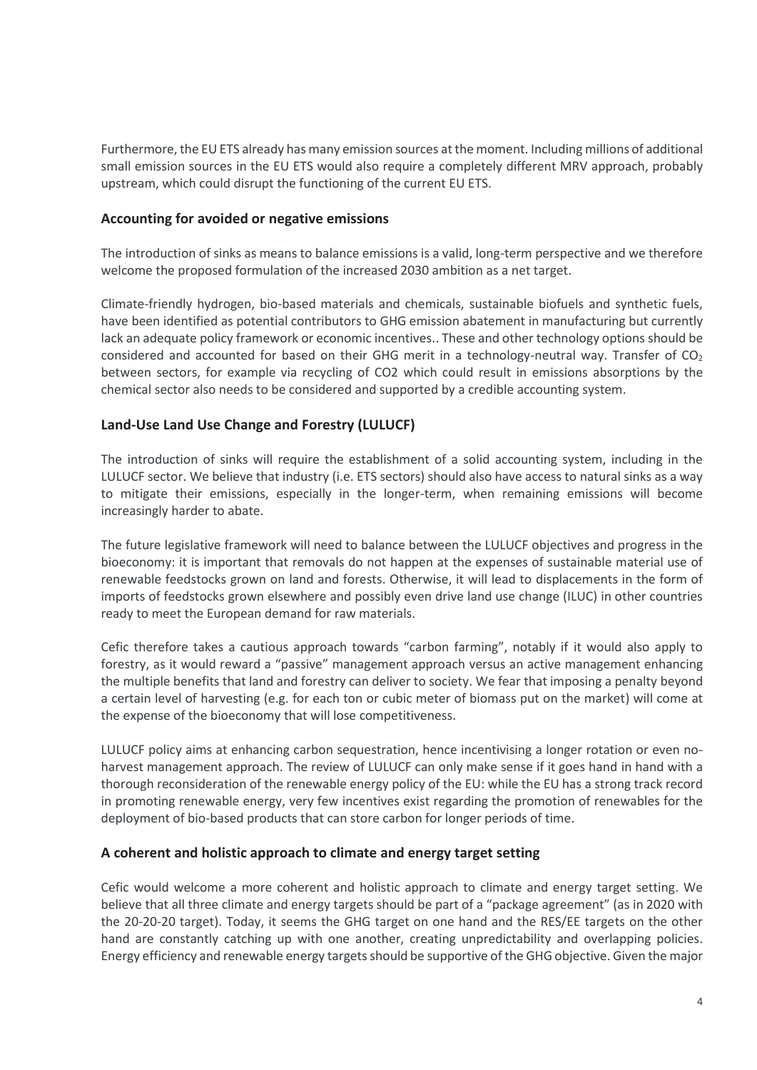Furthermore, the EU ETS already has many emission sources at the moment. Including millions of additional small emission sources in the EU ETS would also require a completely different MRV approach, probably upstream, which could disrupt the functioning of the current EU ETS.

## Accounting for avoided or negative emissions

The introduction of sinks as means to balance emissions is a valid, long-term perspective and we therefore welcome the proposed formulation of the increased 2030 ambition as a net target.

Climate-friendly hydrogen, bio-based materials and chemicals, sustainable biofuels and synthetic fuels, have been identified as potential contributors to GHG emission abatement in manufacturing but currently lack an adequate policy framework or economic incentives.. These and other technology options should be considered and accounted for based on their GHG merit in a technology-neutral way. Transfer of $CO_2$ between sectors, for example via recycling of CO2 which could result in emissions absorptions by the chemical sector also needs to be considered and supported by a credible accounting system.

## Land-Use Land Use Change and Forestry (LULUCF)

The introduction of sinks will require the establishment of a solid accounting system, including in the LULUCF sector. We believe that industry (i.e. ETS sectors) should also have access to natural sinks as a way to mitigate their emissions, especially in the longer-term, when remaining emissions will become increasingly harder to abate.

The future legislative framework will need to balance between the LULUCF objectives and progress in the bioeconomy: it is important that removals do not happen at the expenses of sustainable material use of renewable feedstocks grown on land and forests. Otherwise, it will lead to displacements in the form of imports of feedstocks grown elsewhere and possibly even drive land use change (ILUC) in other countries ready to meet the European demand for raw materials.

Cefic therefore takes a cautious approach towards "carbon farming", notably if it would also apply to forestry, as it would reward a "passive" management approach versus an active management enhancing the multiple benefits that land and forestry can deliver to society. We fear that imposing a penalty beyond a certain level of harvesting (e.g. for each ton or cubic meter of biomass put on the market) will come at the expense of the bioeconomy that will lose competitiveness.

LULUCF policy aims at enhancing carbon sequestration, hence incentivising a longer rotation or even no-harvest management approach. The review of LULUCF can only make sense if it goes hand in hand with a thorough reconsideration of the renewable energy policy of the EU: while the EU has a strong track record in promoting renewable energy, very few incentives exist regarding the promotion of renewables for the deployment of bio-based products that can store carbon for longer periods of time.

## A coherent and holistic approach to climate and energy target setting

Cefic would welcome a more coherent and holistic approach to climate and energy target setting. We believe that all three climate and energy targets should be part of a "package agreement" (as in 2020 with the 20-20-20 target). Today, it seems the GHG target on one hand and the RES/EE targets on the other hand are constantly catching up with one another, creating unpredictability and overlapping policies. Energy efficiency and renewable energy targets should be supportive of the GHG objective. Given the major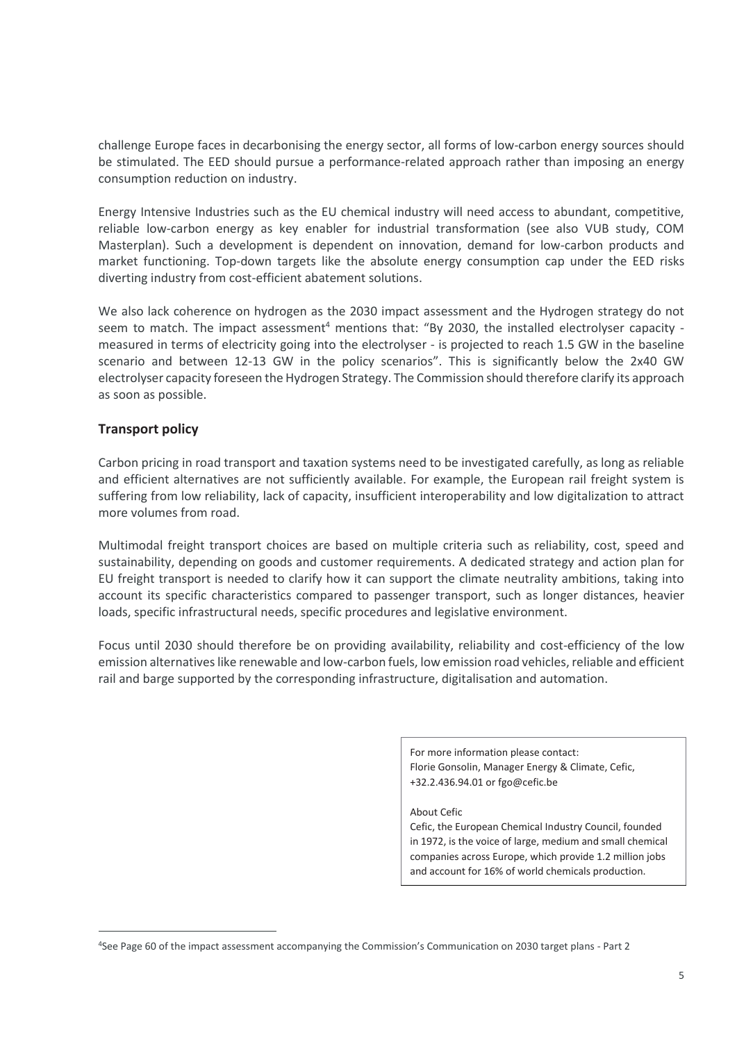challenge Europe faces in decarbonising the energy sector, all forms of low-carbon energy sources should be stimulated. The EED should pursue a performance-related approach rather than imposing an energy consumption reduction on industry.

Energy Intensive Industries such as the EU chemical industry will need access to abundant, competitive, reliable low-carbon energy as key enabler for industrial transformation (see also VUB study, COM Masterplan). Such a development is dependent on innovation, demand for low-carbon products and market functioning. Top-down targets like the absolute energy consumption cap under the EED risks diverting industry from cost-efficient abatement solutions.

We also lack coherence on hydrogen as the 2030 impact assessment and the Hydrogen strategy do not seem to match. The impact assessment[4] mentions that: "By 2030, the installed electrolyser capacity - measured in terms of electricity going into the electrolyser - is projected to reach 1.5 GW in the baseline scenario and between 12-13 GW in the policy scenarios". This is significantly below the 2x40 GW electrolyser capacity foreseen the Hydrogen Strategy. The Commission should therefore clarify its approach as soon as possible.

## Transport policy

Carbon pricing in road transport and taxation systems need to be investigated carefully, as long as reliable and efficient alternatives are not sufficiently available. For example, the European rail freight system is suffering from low reliability, lack of capacity, insufficient interoperability and low digitalization to attract more volumes from road.

Multimodal freight transport choices are based on multiple criteria such as reliability, cost, speed and sustainability, depending on goods and customer requirements. A dedicated strategy and action plan for EU freight transport is needed to clarify how it can support the climate neutrality ambitions, taking into account its specific characteristics compared to passenger transport, such as longer distances, heavier loads, specific infrastructural needs, specific procedures and legislative environment.

Focus until 2030 should therefore be on providing availability, reliability and cost-efficiency of the low emission alternatives like renewable and low-carbon fuels, low emission road vehicles, reliable and efficient rail and barge supported by the corresponding infrastructure, digitalisation and automation.

For more information please contact:
Florie Gonsolin, Manager Energy & Climate, Cefic,
+32.2.436.94.01 or fgo@cefic.be

About Cefic
Cefic, the European Chemical Industry Council, founded in 1972, is the voice of large, medium and small chemical companies across Europe, which provide 1.2 million jobs and account for 16% of world chemicals production.

[4] See Page 60 of the impact assessment accompanying the Commission's Communication on 2030 target plans - Part 2